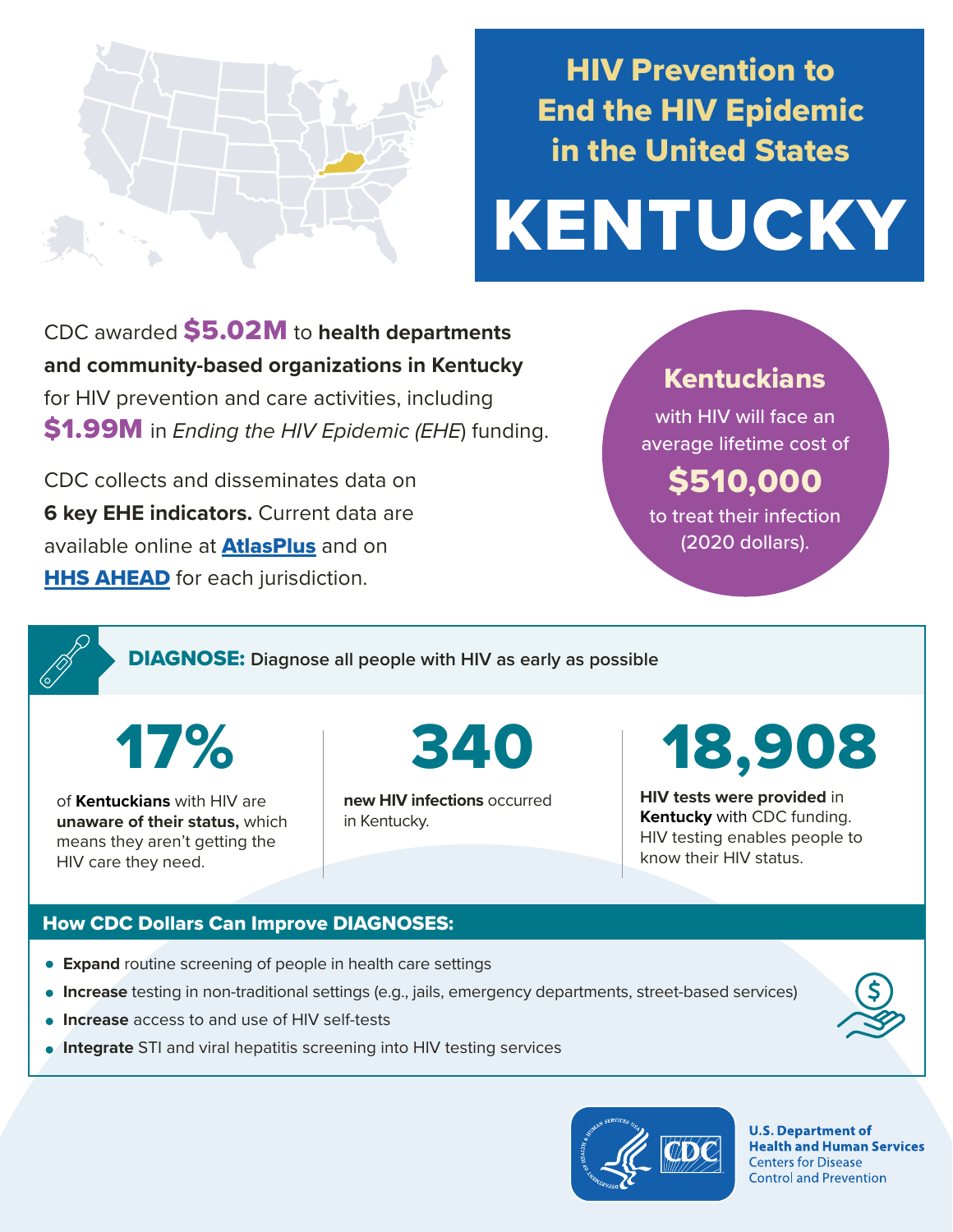# HIV Prevention to End the HIV Epidemic in the United States

# KENTUCKY

CDC awarded **$5.02M** to **health departments and community-based organizations in Kentucky** for HIV prevention and care activities, including **$1.99M** in *Ending the HIV Epidemic (EHE*) funding.

CDC collects and disseminates data on **6 key EHE indicators.** Current data are available online at **AtlasPlus** and on **HHS AHEAD** for each jurisdiction.

**Kentuckians** with HIV will face an average lifetime cost of **$510,000** to treat their infection (2020 dollars).

## DIAGNOSE: Diagnose all people with HIV as early as possible

**17%**

of **Kentuckians** with HIV are **unaware of their status,** which means they aren't getting the HIV care they need.

**340**

**new HIV infections** occurred in Kentucky.

**18,908**

**HIV tests were provided** in **Kentucky** with CDC funding. HIV testing enables people to know their HIV status.

### How CDC Dollars Can Improve DIAGNOSES:

- **Expand** routine screening of people in health care settings
- **Increase** testing in non-traditional settings (e.g., jails, emergency departments, street-based services)
- **Increase** access to and use of HIV self-tests
- **Integrate** STI and viral hepatitis screening into HIV testing services

U.S. Department of Health and Human Services
Centers for Disease Control and Prevention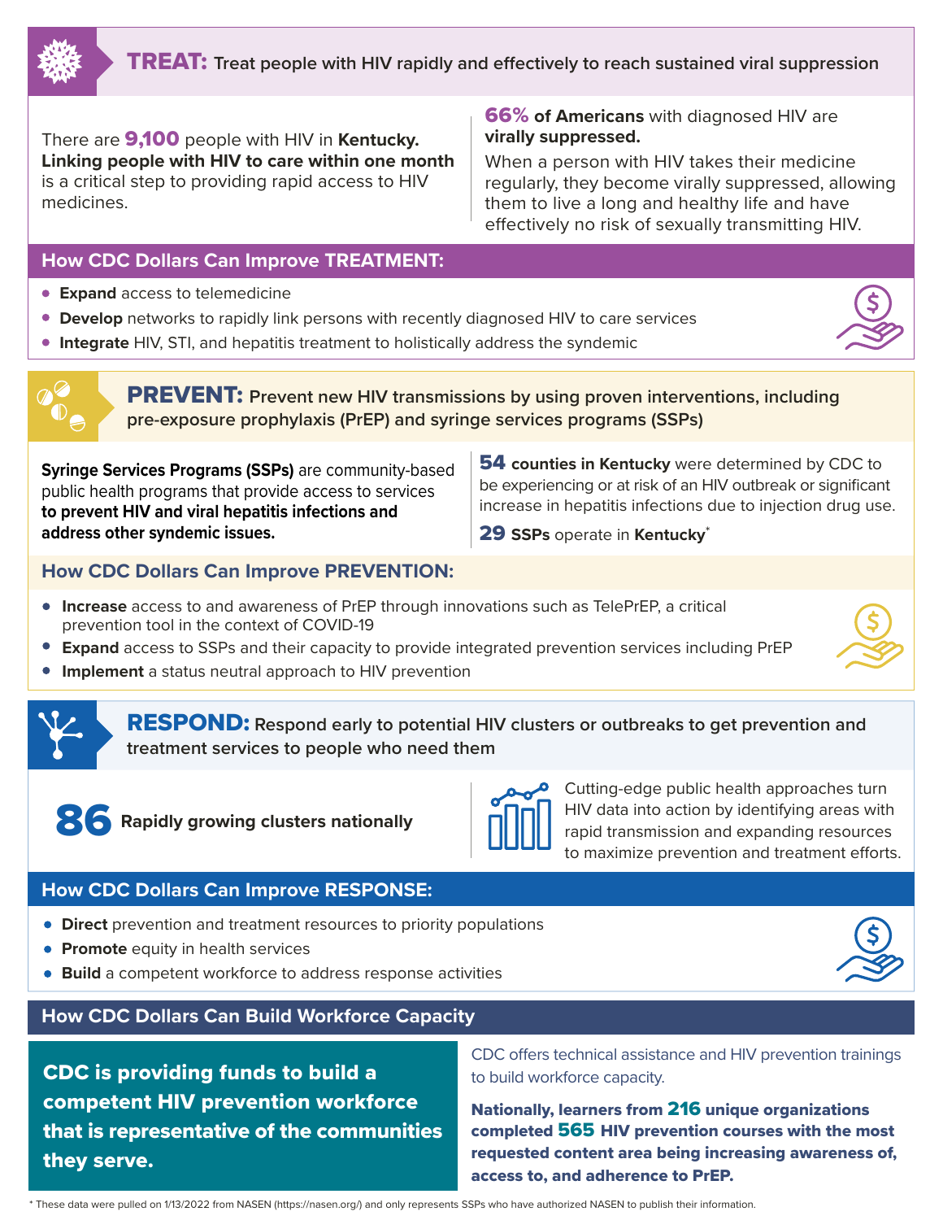## TREAT: Treat people with HIV rapidly and effectively to reach sustained viral suppression

There are **9,100** people with HIV in **Kentucky. Linking people with HIV to care within one month** is a critical step to providing rapid access to HIV medicines.

**66% of Americans** with diagnosed HIV are **virally suppressed.**

When a person with HIV takes their medicine regularly, they become virally suppressed, allowing them to live a long and healthy life and have effectively no risk of sexually transmitting HIV.

### How CDC Dollars Can Improve TREATMENT:

- **Expand** access to telemedicine
- **Develop** networks to rapidly link persons with recently diagnosed HIV to care services
- **Integrate** HIV, STI, and hepatitis treatment to holistically address the syndemic

## PREVENT: Prevent new HIV transmissions by using proven interventions, including pre-exposure prophylaxis (PrEP) and syringe services programs (SSPs)

**Syringe Services Programs (SSPs)** are community-based public health programs that provide access to services **to prevent HIV and viral hepatitis infections and address other syndemic issues.**

**54 counties in Kentucky** were determined by CDC to be experiencing or at risk of an HIV outbreak or significant increase in hepatitis infections due to injection drug use.

**29 SSPs** operate in **Kentucky***

### How CDC Dollars Can Improve PREVENTION:

- **Increase** access to and awareness of PrEP through innovations such as TelePrEP, a critical prevention tool in the context of COVID-19
- **Expand** access to SSPs and their capacity to provide integrated prevention services including PrEP
- **Implement** a status neutral approach to HIV prevention

## RESPOND: Respond early to potential HIV clusters or outbreaks to get prevention and treatment services to people who need them

**86 Rapidly growing clusters nationally**

Cutting-edge public health approaches turn HIV data into action by identifying areas with rapid transmission and expanding resources to maximize prevention and treatment efforts.

### How CDC Dollars Can Improve RESPONSE:

- **Direct** prevention and treatment resources to priority populations
- **Promote** equity in health services
- **Build** a competent workforce to address response activities

### How CDC Dollars Can Build Workforce Capacity

**CDC is providing funds to build a competent HIV prevention workforce that is representative of the communities they serve.**

CDC offers technical assistance and HIV prevention trainings to build workforce capacity.

**Nationally, learners from 216 unique organizations completed 565 HIV prevention courses with the most requested content area being increasing awareness of, access to, and adherence to PrEP.**

* These data were pulled on 1/13/2022 from NASEN (https://nasen.org/) and only represents SSPs who have authorized NASEN to publish their information.